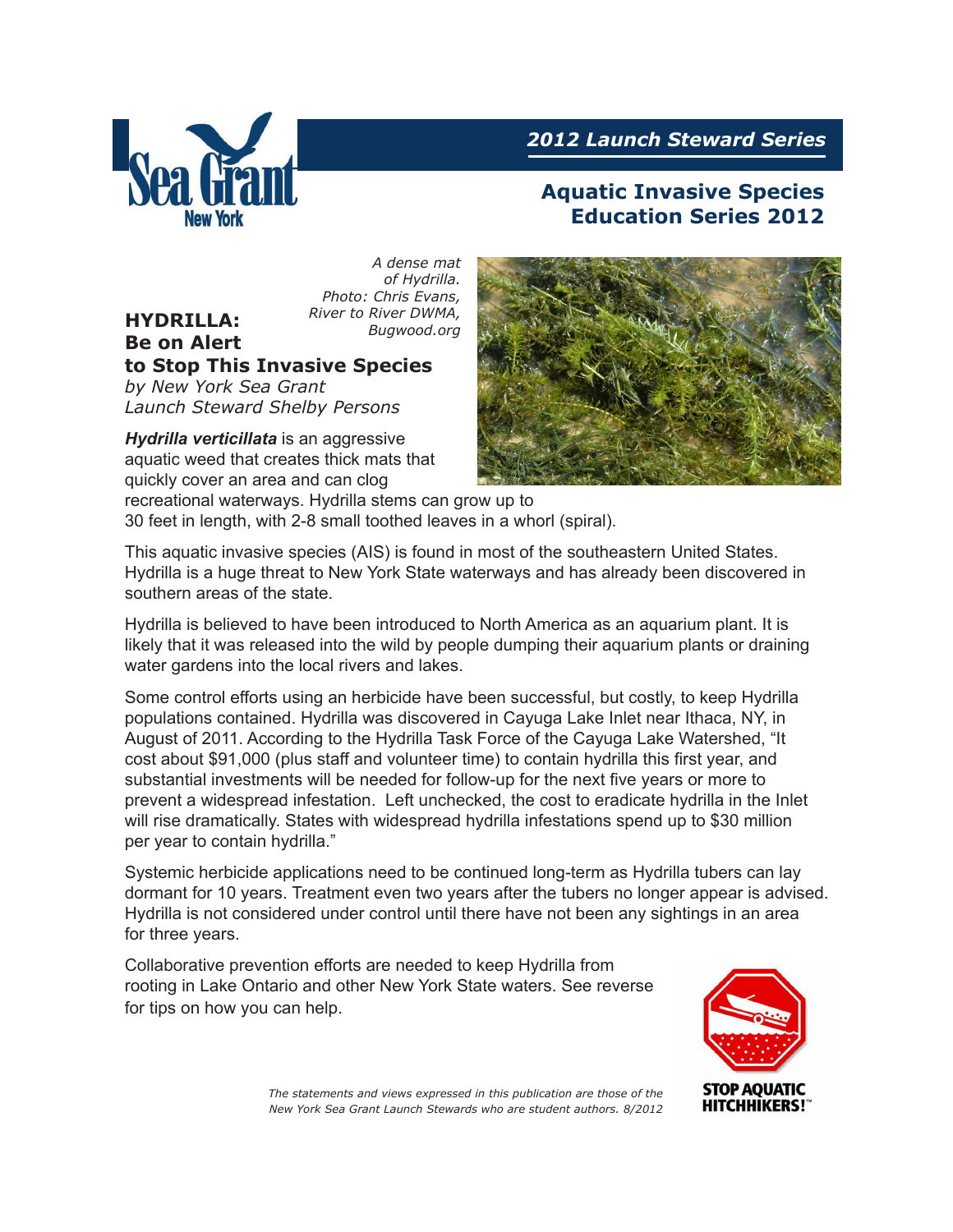2012 Launch Steward Series

## Aquatic Invasive Species Education Series 2012

A dense mat of Hydrilla. Photo: Chris Evans, River to River DWMA, Bugwood.org

# HYDRILLA: Be on Alert to Stop This Invasive Species

*by New York Sea Grant Launch Steward Shelby Persons*

***Hydrilla verticillata*** is an aggressive aquatic weed that creates thick mats that quickly cover an area and can clog recreational waterways. Hydrilla stems can grow up to 30 feet in length, with 2-8 small toothed leaves in a whorl (spiral).

This aquatic invasive species (AIS) is found in most of the southeastern United States. Hydrilla is a huge threat to New York State waterways and has already been discovered in southern areas of the state.

Hydrilla is believed to have been introduced to North America as an aquarium plant. It is likely that it was released into the wild by people dumping their aquarium plants or draining water gardens into the local rivers and lakes.

Some control efforts using an herbicide have been successful, but costly, to keep Hydrilla populations contained. Hydrilla was discovered in Cayuga Lake Inlet near Ithaca, NY, in August of 2011. According to the Hydrilla Task Force of the Cayuga Lake Watershed, "It cost about $91,000 (plus staff and volunteer time) to contain hydrilla this first year, and substantial investments will be needed for follow-up for the next five years or more to prevent a widespread infestation. Left unchecked, the cost to eradicate hydrilla in the Inlet will rise dramatically. States with widespread hydrilla infestations spend up to $30 million per year to contain hydrilla."

Systemic herbicide applications need to be continued long-term as Hydrilla tubers can lay dormant for 10 years. Treatment even two years after the tubers no longer appear is advised. Hydrilla is not considered under control until there have not been any sightings in an area for three years.

Collaborative prevention efforts are needed to keep Hydrilla from rooting in Lake Ontario and other New York State waters. See reverse for tips on how you can help.

*The statements and views expressed in this publication are those of the New York Sea Grant Launch Stewards who are student authors. 8/2012*

STOP AQUATIC HITCHHIKERS!™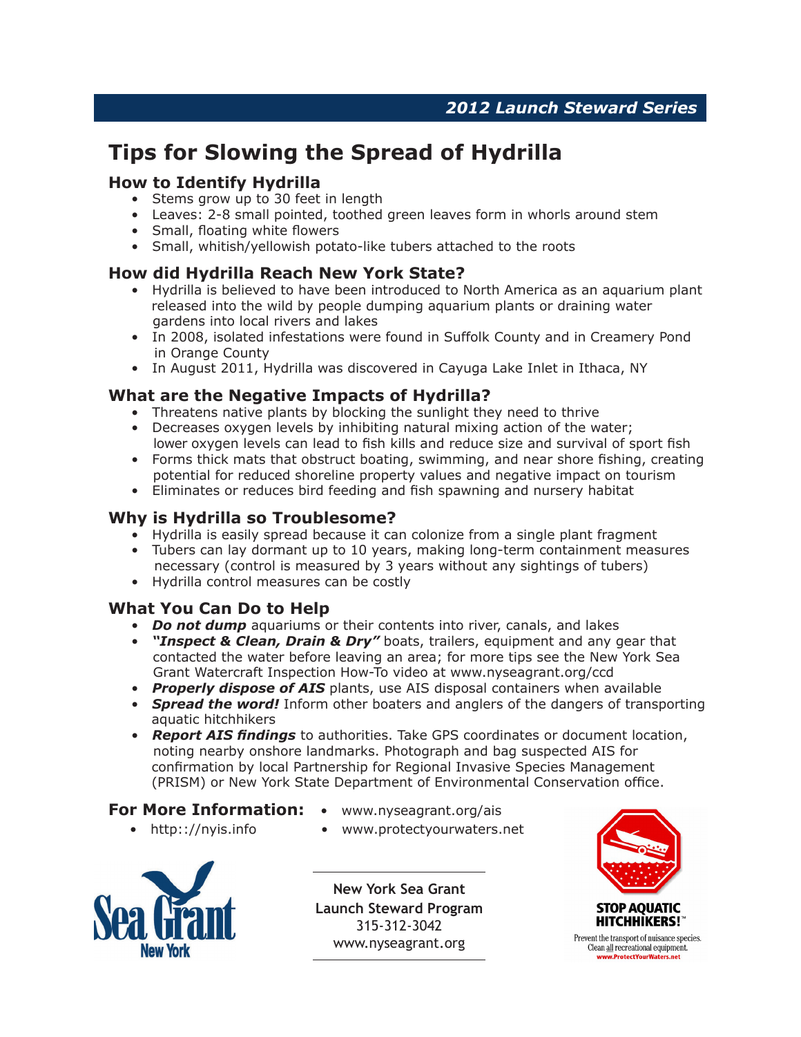2012 Launch Steward Series

# Tips for Slowing the Spread of Hydrilla

## How to Identify Hydrilla

- Stems grow up to 30 feet in length
- Leaves: 2-8 small pointed, toothed green leaves form in whorls around stem
- Small, floating white flowers
- Small, whitish/yellowish potato-like tubers attached to the roots

## How did Hydrilla Reach New York State?

- Hydrilla is believed to have been introduced to North America as an aquarium plant released into the wild by people dumping aquarium plants or draining water gardens into local rivers and lakes
- In 2008, isolated infestations were found in Suffolk County and in Creamery Pond in Orange County
- In August 2011, Hydrilla was discovered in Cayuga Lake Inlet in Ithaca, NY

## What are the Negative Impacts of Hydrilla?

- Threatens native plants by blocking the sunlight they need to thrive
- Decreases oxygen levels by inhibiting natural mixing action of the water; lower oxygen levels can lead to fish kills and reduce size and survival of sport fish
- Forms thick mats that obstruct boating, swimming, and near shore fishing, creating potential for reduced shoreline property values and negative impact on tourism
- Eliminates or reduces bird feeding and fish spawning and nursery habitat

## Why is Hydrilla so Troublesome?

- Hydrilla is easily spread because it can colonize from a single plant fragment
- Tubers can lay dormant up to 10 years, making long-term containment measures necessary (control is measured by 3 years without any sightings of tubers)
- Hydrilla control measures can be costly

## What You Can Do to Help

- ***Do not dump*** aquariums or their contents into river, canals, and lakes
- ***"Inspect & Clean, Drain & Dry"*** boats, trailers, equipment and any gear that contacted the water before leaving an area; for more tips see the New York Sea Grant Watercraft Inspection How-To video at www.nyseagrant.org/ccd
- ***Properly dispose of AIS*** plants, use AIS disposal containers when available
- ***Spread the word!*** Inform other boaters and anglers of the dangers of transporting aquatic hitchhikers
- ***Report AIS findings*** to authorities. Take GPS coordinates or document location, noting nearby onshore landmarks. Photograph and bag suspected AIS for confirmation by local Partnership for Regional Invasive Species Management (PRISM) or New York State Department of Environmental Conservation office.

## For More Information:

- http:://nyis.info
- www.nyseagrant.org/ais
- www.protectyourwaters.net

Sea Grant New York

New York Sea Grant
Launch Steward Program
315-312-3042
www.nyseagrant.org

STOP AQUATIC HITCHHIKERS!™
Prevent the transport of nuisance species. Clean all recreational equipment.
www.ProtectYourWaters.net